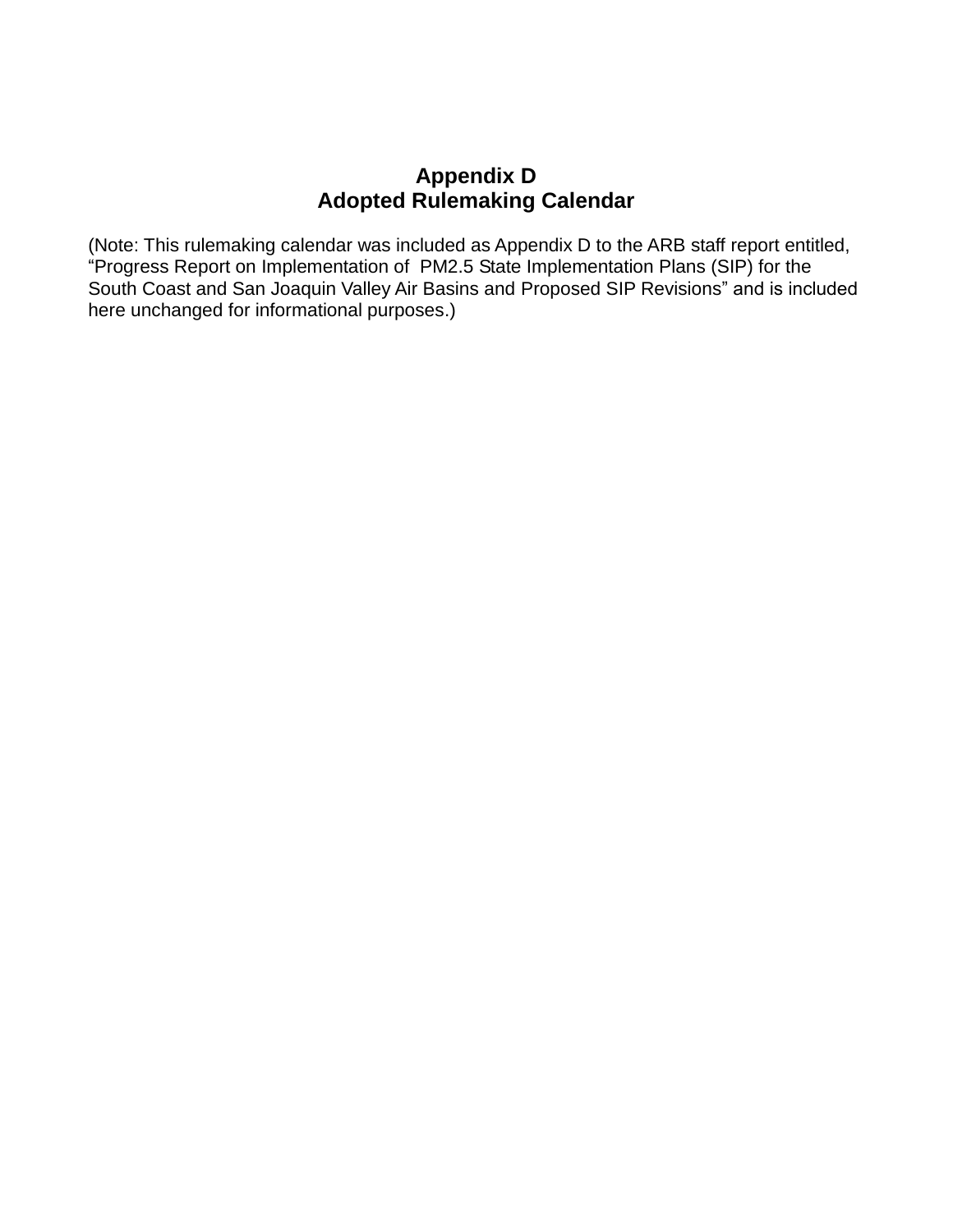# Appendix D
# Adopted Rulemaking Calendar

(Note: This rulemaking calendar was included as Appendix D to the ARB staff report entitled, "Progress Report on Implementation of PM2.5 State Implementation Plans (SIP) for the South Coast and San Joaquin Valley Air Basins and Proposed SIP Revisions" and is included here unchanged for informational purposes.)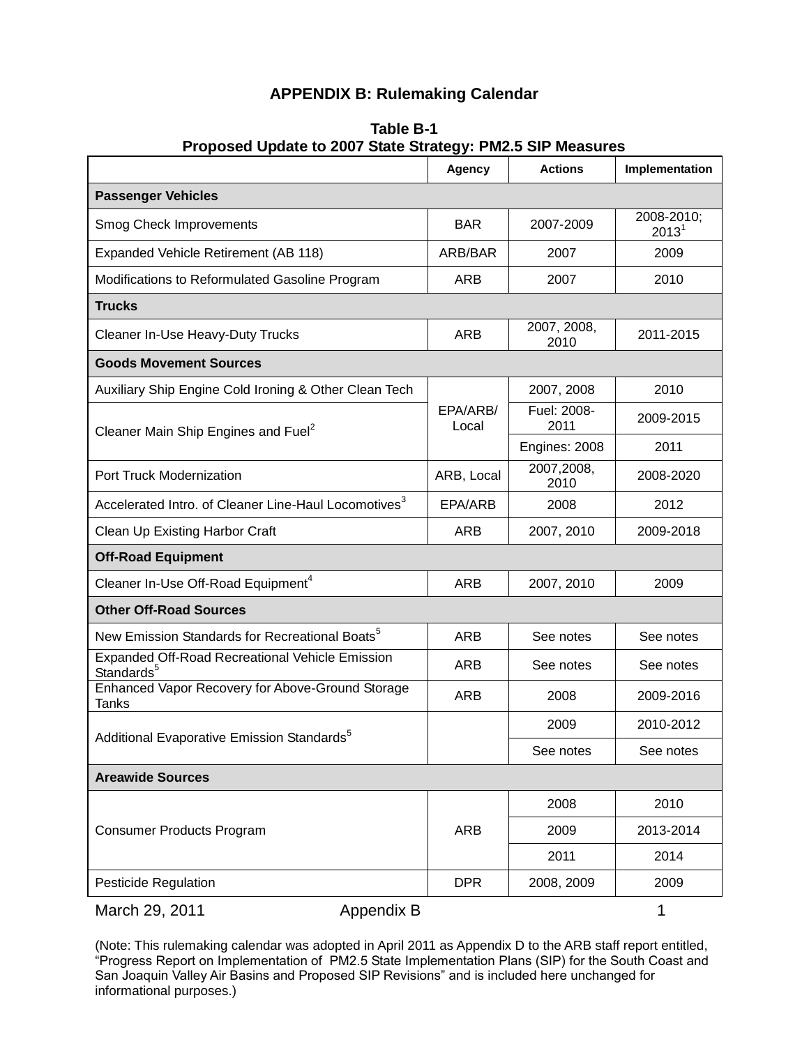# APPENDIX B: Rulemaking Calendar

**Table B-1**
**Proposed Update to 2007 State Strategy: PM2.5 SIP Measures**

| | Agency | Actions | Implementation |
|---|---|---|---|
| **Passenger Vehicles** | | | |
| Smog Check Improvements | BAR | 2007-2009 | 2008-2010; 2013[1] |
| Expanded Vehicle Retirement (AB 118) | ARB/BAR | 2007 | 2009 |
| Modifications to Reformulated Gasoline Program | ARB | 2007 | 2010 |
| **Trucks** | | | |
| Cleaner In-Use Heavy-Duty Trucks | ARB | 2007, 2008, 2010 | 2011-2015 |
| **Goods Movement Sources** | | | |
| Auxiliary Ship Engine Cold Ironing & Other Clean Tech | EPA/ARB/ Local | 2007, 2008 | 2010 |
| Cleaner Main Ship Engines and Fuel[2] | | Fuel: 2008-2011 | 2009-2015 |
| | | Engines: 2008 | 2011 |
| Port Truck Modernization | ARB, Local | 2007,2008, 2010 | 2008-2020 |
| Accelerated Intro. of Cleaner Line-Haul Locomotives[3] | EPA/ARB | 2008 | 2012 |
| Clean Up Existing Harbor Craft | ARB | 2007, 2010 | 2009-2018 |
| **Off-Road Equipment** | | | |
| Cleaner In-Use Off-Road Equipment[4] | ARB | 2007, 2010 | 2009 |
| **Other Off-Road Sources** | | | |
| New Emission Standards for Recreational Boats[5] | ARB | See notes | See notes |
| Expanded Off-Road Recreational Vehicle Emission Standards[5] | ARB | See notes | See notes |
| Enhanced Vapor Recovery for Above-Ground Storage Tanks | ARB | 2008 | 2009-2016 |
| Additional Evaporative Emission Standards[5] | | 2009 | 2010-2012 |
| | | See notes | See notes |
| **Areawide Sources** | | | |
| Consumer Products Program | ARB | 2008 | 2010 |
| | | 2009 | 2013-2014 |
| | | 2011 | 2014 |
| Pesticide Regulation | DPR | 2008, 2009 | 2009 |

March 29, 2011 Appendix B

(Note: This rulemaking calendar was adopted in April 2011 as Appendix D to the ARB staff report entitled, "Progress Report on Implementation of PM2.5 State Implementation Plans (SIP) for the South Coast and San Joaquin Valley Air Basins and Proposed SIP Revisions" and is included here unchanged for informational purposes.)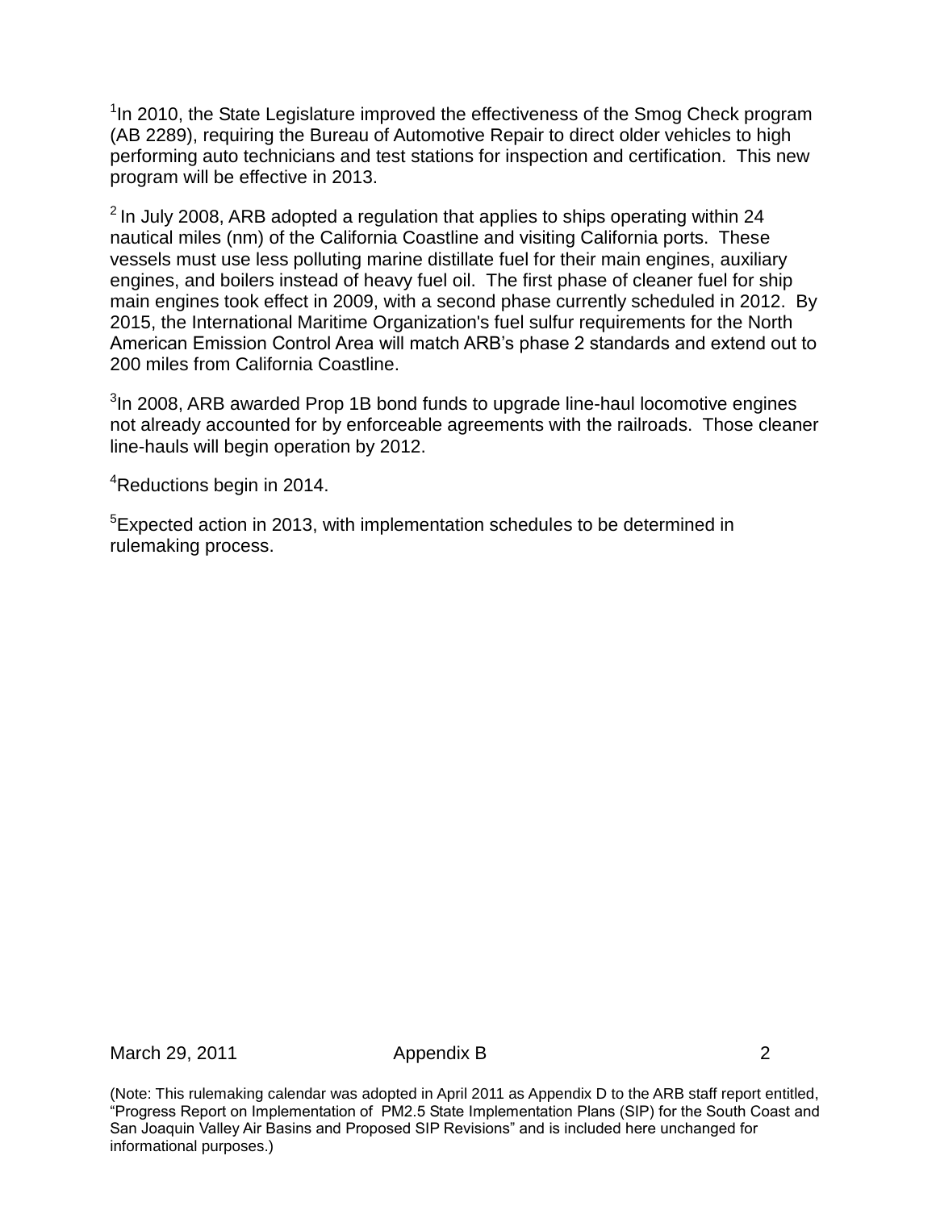[1]In 2010, the State Legislature improved the effectiveness of the Smog Check program (AB 2289), requiring the Bureau of Automotive Repair to direct older vehicles to high performing auto technicians and test stations for inspection and certification. This new program will be effective in 2013.

[2] In July 2008, ARB adopted a regulation that applies to ships operating within 24 nautical miles (nm) of the California Coastline and visiting California ports. These vessels must use less polluting marine distillate fuel for their main engines, auxiliary engines, and boilers instead of heavy fuel oil. The first phase of cleaner fuel for ship main engines took effect in 2009, with a second phase currently scheduled in 2012. By 2015, the International Maritime Organization's fuel sulfur requirements for the North American Emission Control Area will match ARB's phase 2 standards and extend out to 200 miles from California Coastline.

[3]In 2008, ARB awarded Prop 1B bond funds to upgrade line-haul locomotive engines not already accounted for by enforceable agreements with the railroads. Those cleaner line-hauls will begin operation by 2012.

[4]Reductions begin in 2014.

[5]Expected action in 2013, with implementation schedules to be determined in rulemaking process.

(Note: This rulemaking calendar was adopted in April 2011 as Appendix D to the ARB staff report entitled, "Progress Report on Implementation of PM2.5 State Implementation Plans (SIP) for the South Coast and San Joaquin Valley Air Basins and Proposed SIP Revisions" and is included here unchanged for informational purposes.)